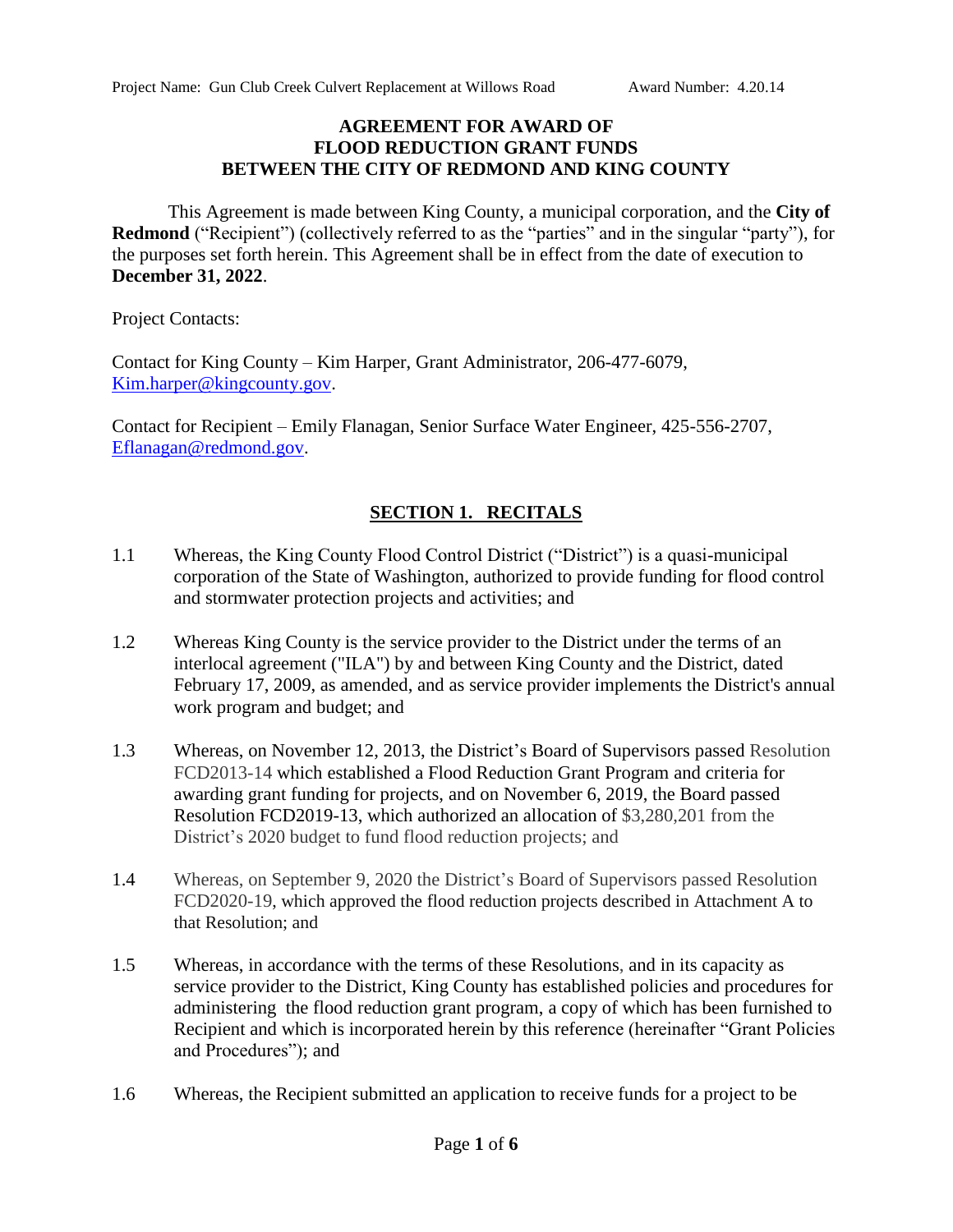Project Name: Gun Club Creek Culvert Replacement at Willows Road Award Number: 4.20.14

# AGREEMENT FOR AWARD OF FLOOD REDUCTION GRANT FUNDS BETWEEN THE CITY OF REDMOND AND KING COUNTY

This Agreement is made between King County, a municipal corporation, and the **City of Redmond** ("Recipient") (collectively referred to as the "parties" and in the singular "party"), for the purposes set forth herein. This Agreement shall be in effect from the date of execution to **December 31, 2022**.

Project Contacts:

Contact for King County – Kim Harper, Grant Administrator, 206-477-6079, Kim.harper@kingcounty.gov.

Contact for Recipient – Emily Flanagan, Senior Surface Water Engineer, 425-556-2707, Eflanagan@redmond.gov.

## SECTION 1. RECITALS

1.1 Whereas, the King County Flood Control District ("District") is a quasi-municipal corporation of the State of Washington, authorized to provide funding for flood control and stormwater protection projects and activities; and

1.2 Whereas King County is the service provider to the District under the terms of an interlocal agreement ("ILA") by and between King County and the District, dated February 17, 2009, as amended, and as service provider implements the District's annual work program and budget; and

1.3 Whereas, on November 12, 2013, the District's Board of Supervisors passed Resolution FCD2013-14 which established a Flood Reduction Grant Program and criteria for awarding grant funding for projects, and on November 6, 2019, the Board passed Resolution FCD2019-13, which authorized an allocation of $3,280,201 from the District's 2020 budget to fund flood reduction projects; and

1.4 Whereas, on September 9, 2020 the District's Board of Supervisors passed Resolution FCD2020-19, which approved the flood reduction projects described in Attachment A to that Resolution; and

1.5 Whereas, in accordance with the terms of these Resolutions, and in its capacity as service provider to the District, King County has established policies and procedures for administering the flood reduction grant program, a copy of which has been furnished to Recipient and which is incorporated herein by this reference (hereinafter "Grant Policies and Procedures"); and

1.6 Whereas, the Recipient submitted an application to receive funds for a project to be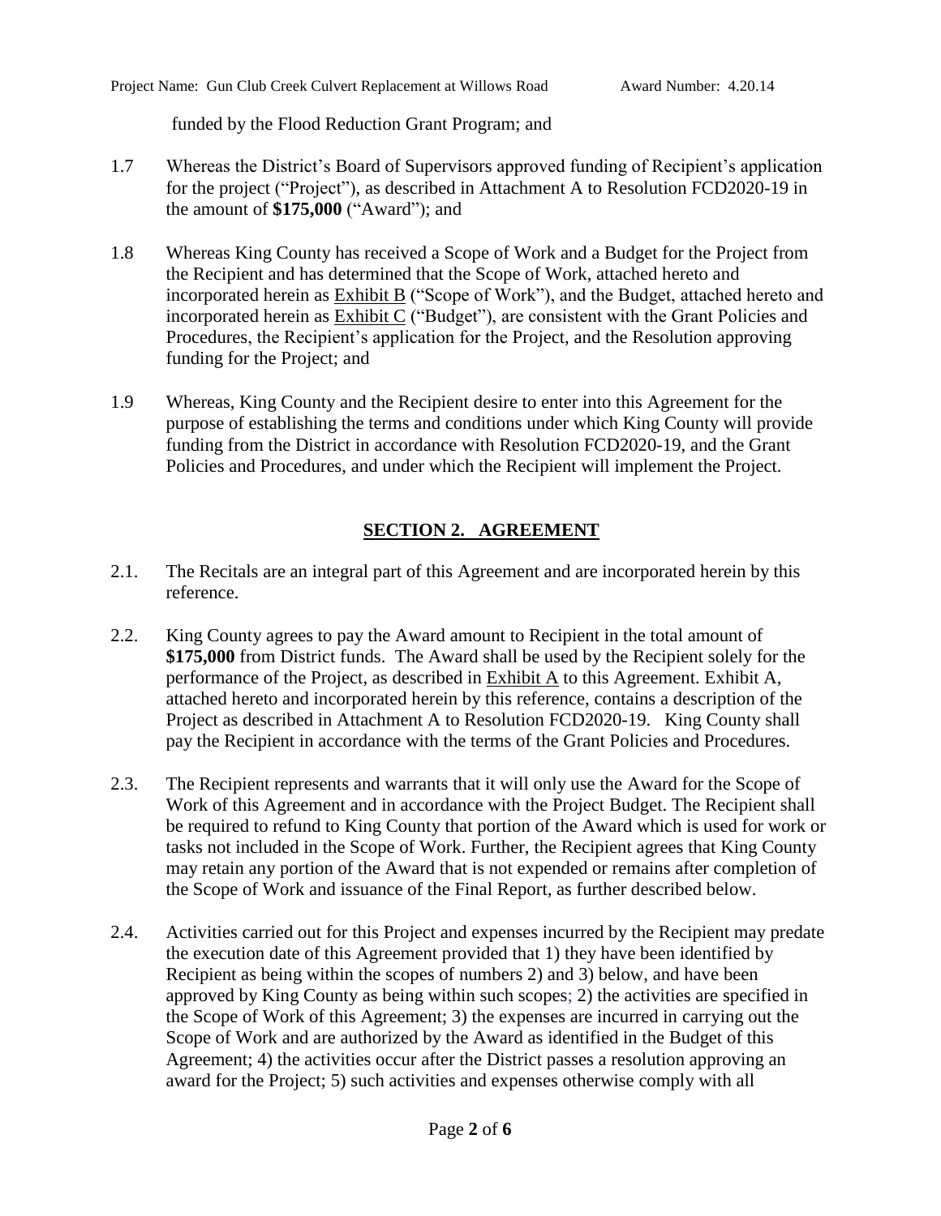funded by the Flood Reduction Grant Program; and

1.7 Whereas the District's Board of Supervisors approved funding of Recipient's application for the project ("Project"), as described in Attachment A to Resolution FCD2020-19 in the amount of **$175,000** ("Award"); and

1.8 Whereas King County has received a Scope of Work and a Budget for the Project from the Recipient and has determined that the Scope of Work, attached hereto and incorporated herein as Exhibit B ("Scope of Work"), and the Budget, attached hereto and incorporated herein as Exhibit C ("Budget"), are consistent with the Grant Policies and Procedures, the Recipient's application for the Project, and the Resolution approving funding for the Project; and

1.9 Whereas, King County and the Recipient desire to enter into this Agreement for the purpose of establishing the terms and conditions under which King County will provide funding from the District in accordance with Resolution FCD2020-19, and the Grant Policies and Procedures, and under which the Recipient will implement the Project.

## SECTION 2. AGREEMENT

2.1. The Recitals are an integral part of this Agreement and are incorporated herein by this reference.

2.2. King County agrees to pay the Award amount to Recipient in the total amount of **$175,000** from District funds. The Award shall be used by the Recipient solely for the performance of the Project, as described in Exhibit A to this Agreement. Exhibit A, attached hereto and incorporated herein by this reference, contains a description of the Project as described in Attachment A to Resolution FCD2020-19. King County shall pay the Recipient in accordance with the terms of the Grant Policies and Procedures.

2.3. The Recipient represents and warrants that it will only use the Award for the Scope of Work of this Agreement and in accordance with the Project Budget. The Recipient shall be required to refund to King County that portion of the Award which is used for work or tasks not included in the Scope of Work. Further, the Recipient agrees that King County may retain any portion of the Award that is not expended or remains after completion of the Scope of Work and issuance of the Final Report, as further described below.

2.4. Activities carried out for this Project and expenses incurred by the Recipient may predate the execution date of this Agreement provided that 1) they have been identified by Recipient as being within the scopes of numbers 2) and 3) below, and have been approved by King County as being within such scopes; 2) the activities are specified in the Scope of Work of this Agreement; 3) the expenses are incurred in carrying out the Scope of Work and are authorized by the Award as identified in the Budget of this Agreement; 4) the activities occur after the District passes a resolution approving an award for the Project; 5) such activities and expenses otherwise comply with all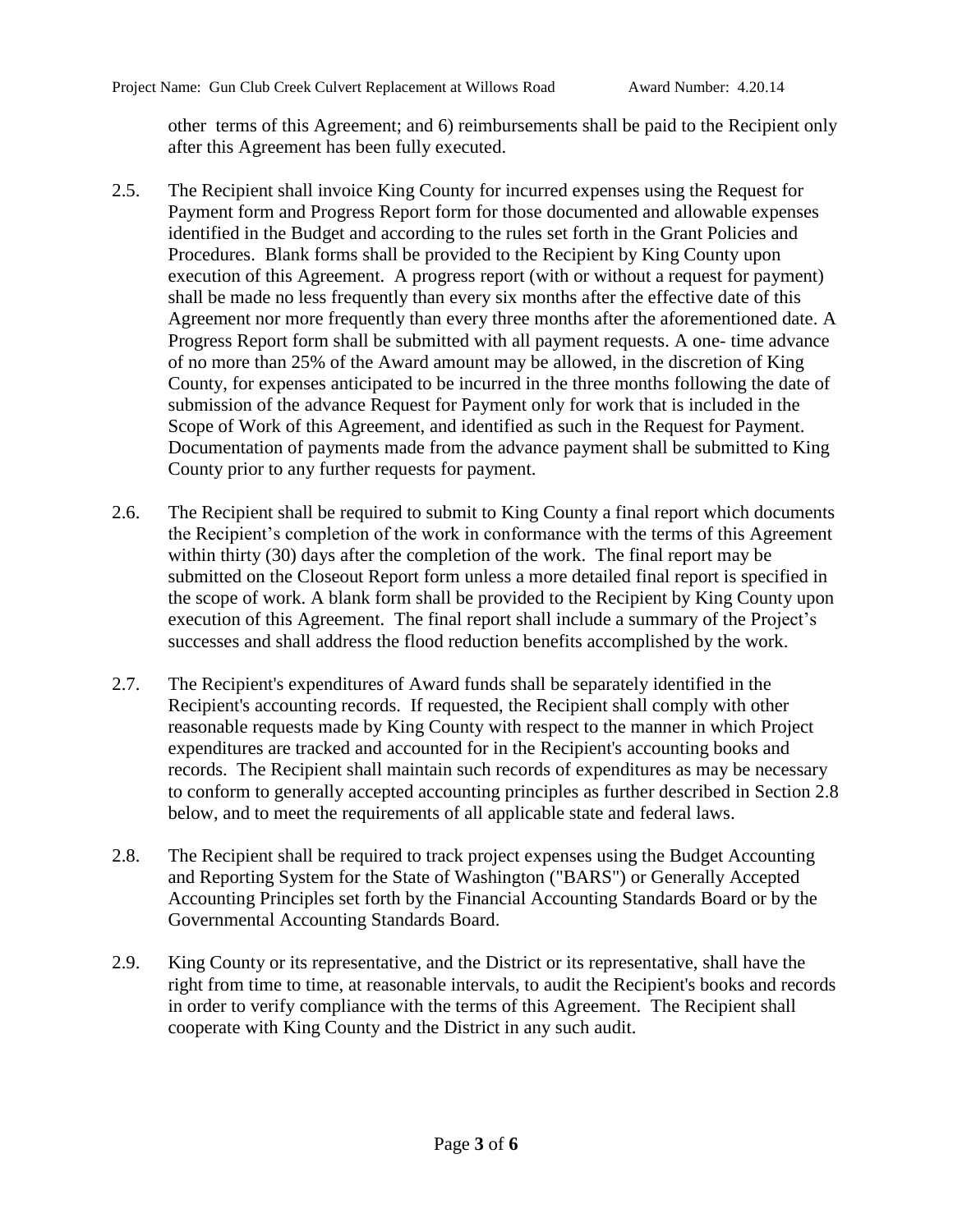other terms of this Agreement; and 6) reimbursements shall be paid to the Recipient only after this Agreement has been fully executed.

2.5. The Recipient shall invoice King County for incurred expenses using the Request for Payment form and Progress Report form for those documented and allowable expenses identified in the Budget and according to the rules set forth in the Grant Policies and Procedures. Blank forms shall be provided to the Recipient by King County upon execution of this Agreement. A progress report (with or without a request for payment) shall be made no less frequently than every six months after the effective date of this Agreement nor more frequently than every three months after the aforementioned date. A Progress Report form shall be submitted with all payment requests. A one- time advance of no more than 25% of the Award amount may be allowed, in the discretion of King County, for expenses anticipated to be incurred in the three months following the date of submission of the advance Request for Payment only for work that is included in the Scope of Work of this Agreement, and identified as such in the Request for Payment. Documentation of payments made from the advance payment shall be submitted to King County prior to any further requests for payment.

2.6. The Recipient shall be required to submit to King County a final report which documents the Recipient's completion of the work in conformance with the terms of this Agreement within thirty (30) days after the completion of the work. The final report may be submitted on the Closeout Report form unless a more detailed final report is specified in the scope of work. A blank form shall be provided to the Recipient by King County upon execution of this Agreement. The final report shall include a summary of the Project's successes and shall address the flood reduction benefits accomplished by the work.

2.7. The Recipient's expenditures of Award funds shall be separately identified in the Recipient's accounting records. If requested, the Recipient shall comply with other reasonable requests made by King County with respect to the manner in which Project expenditures are tracked and accounted for in the Recipient's accounting books and records. The Recipient shall maintain such records of expenditures as may be necessary to conform to generally accepted accounting principles as further described in Section 2.8 below, and to meet the requirements of all applicable state and federal laws.

2.8. The Recipient shall be required to track project expenses using the Budget Accounting and Reporting System for the State of Washington ("BARS") or Generally Accepted Accounting Principles set forth by the Financial Accounting Standards Board or by the Governmental Accounting Standards Board.

2.9. King County or its representative, and the District or its representative, shall have the right from time to time, at reasonable intervals, to audit the Recipient's books and records in order to verify compliance with the terms of this Agreement. The Recipient shall cooperate with King County and the District in any such audit.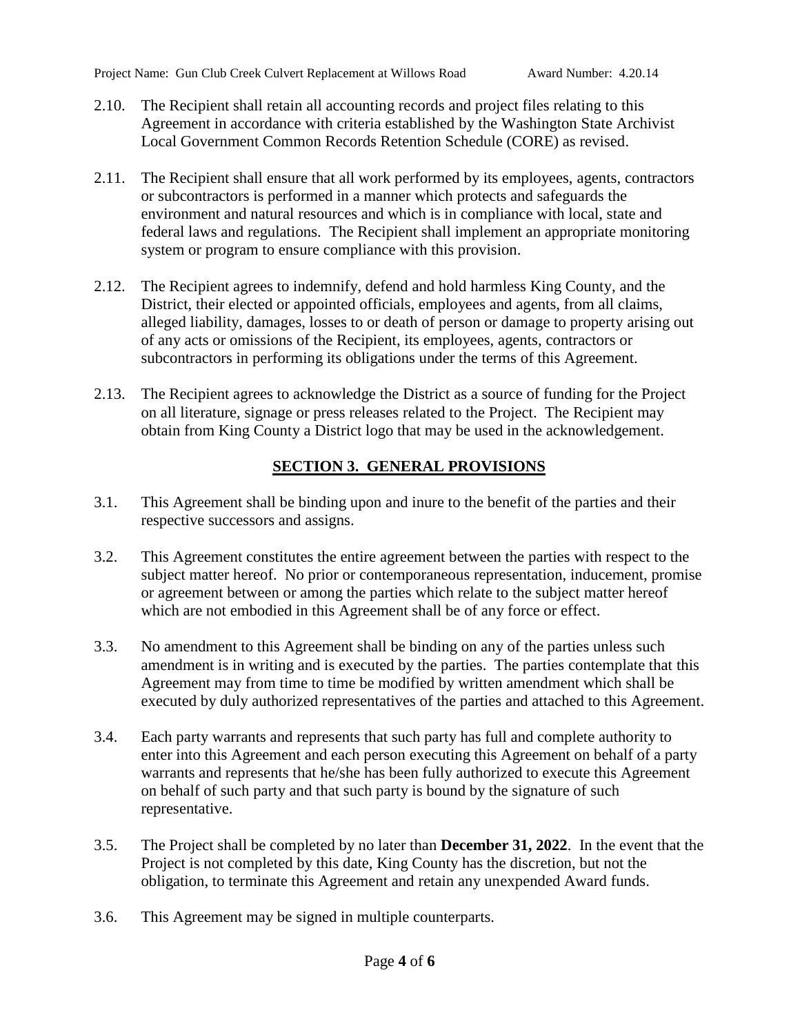2.10. The Recipient shall retain all accounting records and project files relating to this Agreement in accordance with criteria established by the Washington State Archivist Local Government Common Records Retention Schedule (CORE) as revised.

2.11. The Recipient shall ensure that all work performed by its employees, agents, contractors or subcontractors is performed in a manner which protects and safeguards the environment and natural resources and which is in compliance with local, state and federal laws and regulations. The Recipient shall implement an appropriate monitoring system or program to ensure compliance with this provision.

2.12. The Recipient agrees to indemnify, defend and hold harmless King County, and the District, their elected or appointed officials, employees and agents, from all claims, alleged liability, damages, losses to or death of person or damage to property arising out of any acts or omissions of the Recipient, its employees, agents, contractors or subcontractors in performing its obligations under the terms of this Agreement.

2.13. The Recipient agrees to acknowledge the District as a source of funding for the Project on all literature, signage or press releases related to the Project. The Recipient may obtain from King County a District logo that may be used in the acknowledgement.

## SECTION 3. GENERAL PROVISIONS

3.1. This Agreement shall be binding upon and inure to the benefit of the parties and their respective successors and assigns.

3.2. This Agreement constitutes the entire agreement between the parties with respect to the subject matter hereof. No prior or contemporaneous representation, inducement, promise or agreement between or among the parties which relate to the subject matter hereof which are not embodied in this Agreement shall be of any force or effect.

3.3. No amendment to this Agreement shall be binding on any of the parties unless such amendment is in writing and is executed by the parties. The parties contemplate that this Agreement may from time to time be modified by written amendment which shall be executed by duly authorized representatives of the parties and attached to this Agreement.

3.4. Each party warrants and represents that such party has full and complete authority to enter into this Agreement and each person executing this Agreement on behalf of a party warrants and represents that he/she has been fully authorized to execute this Agreement on behalf of such party and that such party is bound by the signature of such representative.

3.5. The Project shall be completed by no later than **December 31, 2022**. In the event that the Project is not completed by this date, King County has the discretion, but not the obligation, to terminate this Agreement and retain any unexpended Award funds.

3.6. This Agreement may be signed in multiple counterparts.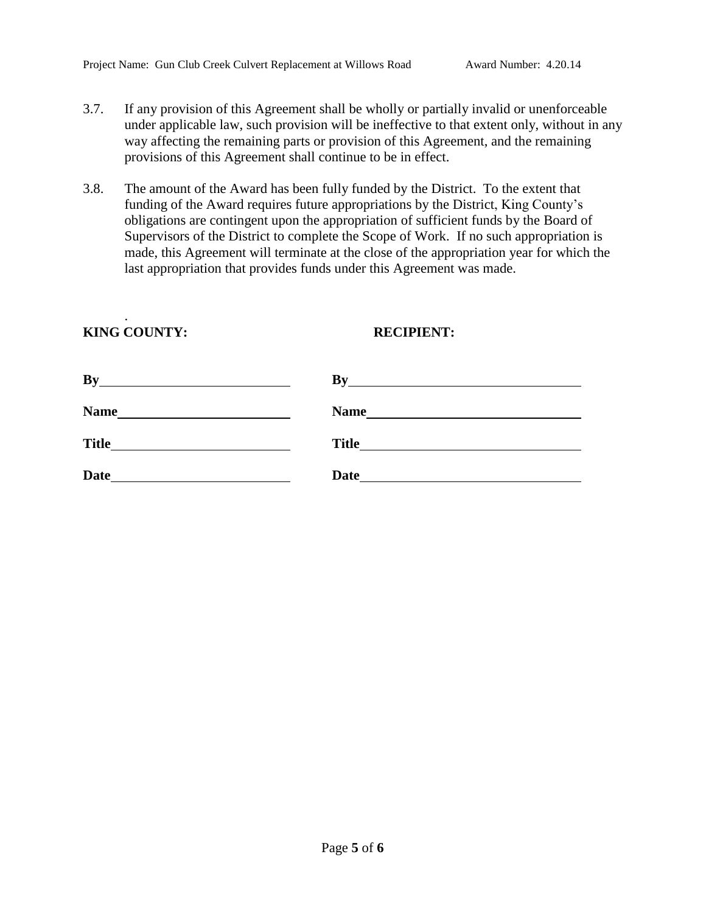3.7. If any provision of this Agreement shall be wholly or partially invalid or unenforceable under applicable law, such provision will be ineffective to that extent only, without in any way affecting the remaining parts or provision of this Agreement, and the remaining provisions of this Agreement shall continue to be in effect.

3.8. The amount of the Award has been fully funded by the District. To the extent that funding of the Award requires future appropriations by the District, King County's obligations are contingent upon the appropriation of sufficient funds by the Board of Supervisors of the District to complete the Scope of Work. If no such appropriation is made, this Agreement will terminate at the close of the appropriation year for which the last appropriation that provides funds under this Agreement was made.

| **KING COUNTY:** | **RECIPIENT:** |
|---|---|
| **By**\_\_\_\_\_\_\_\_\_\_\_\_\_\_\_\_\_\_\_\_ | **By**\_\_\_\_\_\_\_\_\_\_\_\_\_\_\_\_\_\_\_\_ |
| **Name**\_\_\_\_\_\_\_\_\_\_\_\_\_\_\_\_\_\_\_\_ | **Name**\_\_\_\_\_\_\_\_\_\_\_\_\_\_\_\_\_\_\_\_ |
| **Title**\_\_\_\_\_\_\_\_\_\_\_\_\_\_\_\_\_\_\_\_ | **Title**\_\_\_\_\_\_\_\_\_\_\_\_\_\_\_\_\_\_\_\_ |
| **Date**\_\_\_\_\_\_\_\_\_\_\_\_\_\_\_\_\_\_\_\_ | **Date**\_\_\_\_\_\_\_\_\_\_\_\_\_\_\_\_\_\_\_\_ |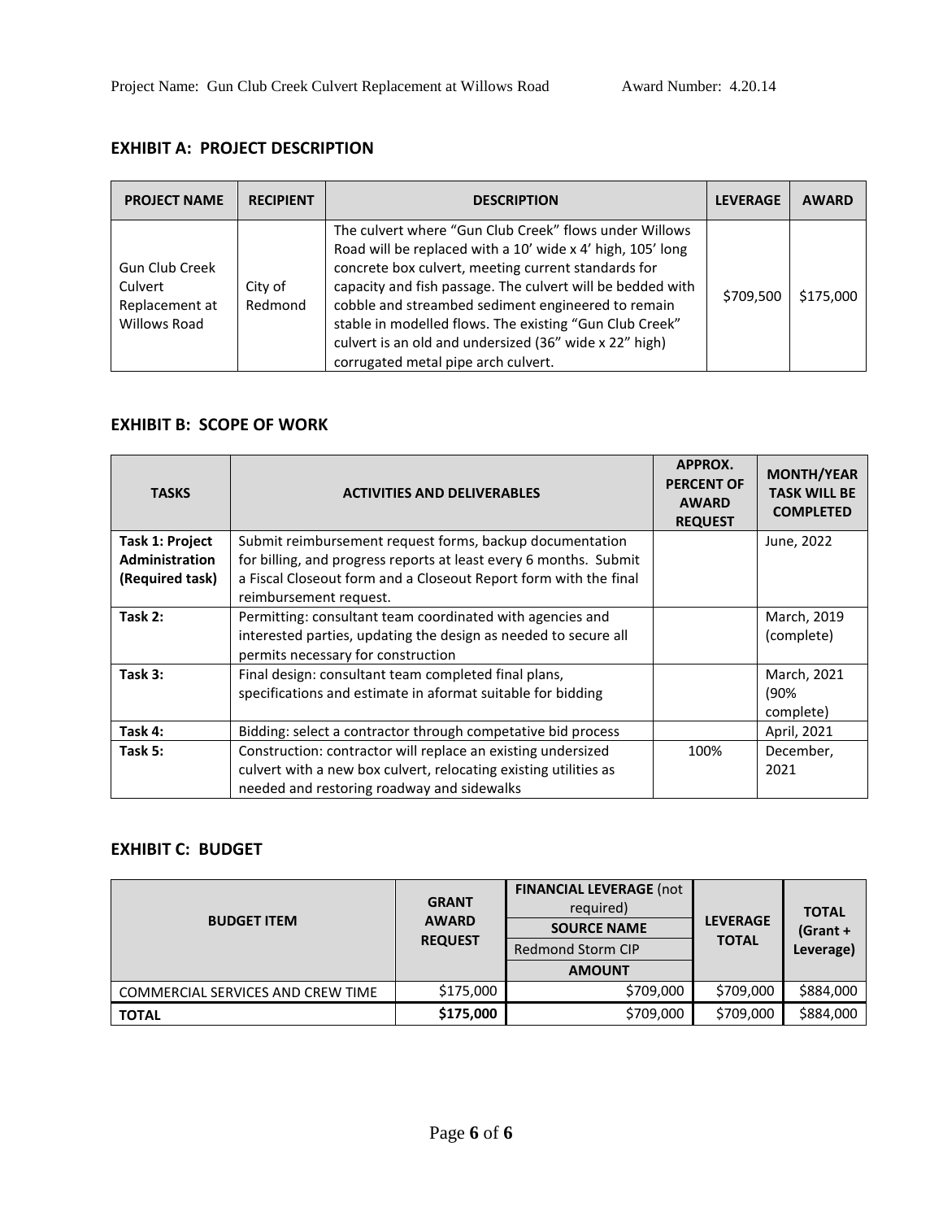## EXHIBIT A: PROJECT DESCRIPTION

| PROJECT NAME | RECIPIENT | DESCRIPTION | LEVERAGE | AWARD |
|---|---|---|---|---|
| Gun Club Creek Culvert Replacement at Willows Road | City of Redmond | The culvert where "Gun Club Creek" flows under Willows Road will be replaced with a 10' wide x 4' high, 105' long concrete box culvert, meeting current standards for capacity and fish passage. The culvert will be bedded with cobble and streambed sediment engineered to remain stable in modelled flows. The existing "Gun Club Creek" culvert is an old and undersized (36" wide x 22" high) corrugated metal pipe arch culvert. | $709,500 | $175,000 |

## EXHIBIT B: SCOPE OF WORK

| TASKS | ACTIVITIES AND DELIVERABLES | APPROX. PERCENT OF AWARD REQUEST | MONTH/YEAR TASK WILL BE COMPLETED |
|---|---|---|---|
| **Task 1: Project Administration (Required task)** | Submit reimbursement request forms, backup documentation for billing, and progress reports at least every 6 months. Submit a Fiscal Closeout form and a Closeout Report form with the final reimbursement request. | | June, 2022 |
| **Task 2:** | Permitting: consultant team coordinated with agencies and interested parties, updating the design as needed to secure all permits necessary for construction | | March, 2019 (complete) |
| **Task 3:** | Final design: consultant team completed final plans, specifications and estimate in aformat suitable for bidding | | March, 2021 (90% complete) |
| **Task 4:** | Bidding: select a contractor through competative bid process | | April, 2021 |
| **Task 5:** | Construction: contractor will replace an existing undersized culvert with a new box culvert, relocating existing utilities as needed and restoring roadway and sidewalks | 100% | December, 2021 |

## EXHIBIT C: BUDGET

| BUDGET ITEM | GRANT AWARD REQUEST | FINANCIAL LEVERAGE (not required) | LEVERAGE TOTAL | TOTAL (Grant + Leverage) |
|---|---|---|---|---|
| | | SOURCE NAME | | |
| | | Redmond Storm CIP | | |
| | | AMOUNT | | |
| COMMERCIAL SERVICES AND CREW TIME | $175,000 | $709,000 | $709,000 | $884,000 |
| **TOTAL** | **$175,000** | $709,000 | $709,000 | $884,000 |